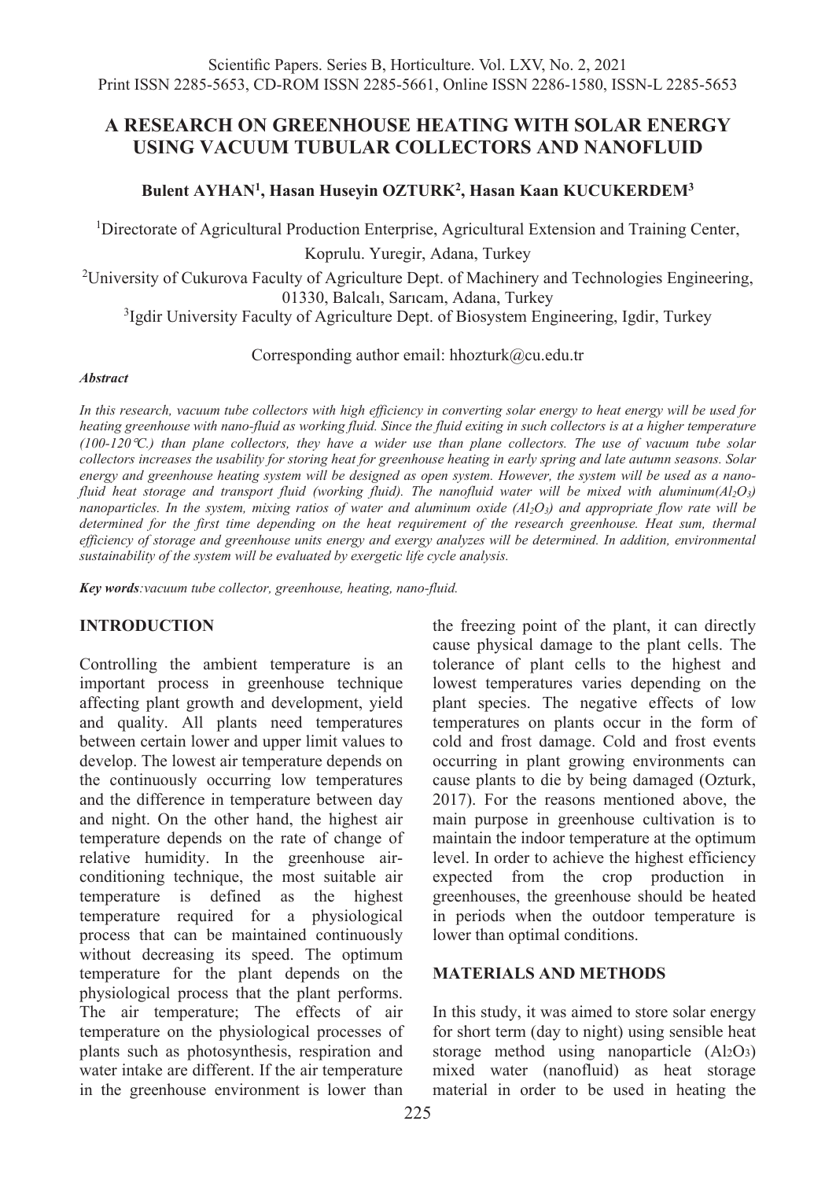# A RESEARCH ON GREENHOUSE HEATING WITH SOLAR ENERGY USING VACUUM TUBULAR COLLECTORS AND NANOFLUID

**Bulent AYHAN[1], Hasan Huseyin OZTURK[2], Hasan Kaan KUCUKERDEM[3]**

[1]Directorate of Agricultural Production Enterprise, Agricultural Extension and Training Center, Koprulu. Yuregir, Adana, Turkey

[2]University of Cukurova Faculty of Agriculture Dept. of Machinery and Technologies Engineering, 01330, Balcalı, Sarıcam, Adana, Turkey

[3]Igdir University Faculty of Agriculture Dept. of Biosystem Engineering, Igdir, Turkey

Corresponding author email: hhozturk@cu.edu.tr

***Abstract***

*In this research, vacuum tube collectors with high efficiency in converting solar energy to heat energy will be used for heating greenhouse with nano-fluid as working fluid. Since the fluid exiting in such collectors is at a higher temperature (100-120℃.) than plane collectors, they have a wider use than plane collectors. The use of vacuum tube solar collectors increases the usability for storing heat for greenhouse heating in early spring and late autumn seasons. Solar energy and greenhouse heating system will be designed as open system. However, the system will be used as a nano-fluid heat storage and transport fluid (working fluid). The nanofluid water will be mixed with aluminum($Al_2O_3$) nanoparticles. In the system, mixing ratios of water and aluminum oxide ($Al_2O_3$) and appropriate flow rate will be determined for the first time depending on the heat requirement of the research greenhouse. Heat sum, thermal efficiency of storage and greenhouse units energy and exergy analyzes will be determined. In addition, environmental sustainability of the system will be evaluated by exergetic life cycle analysis.*

***Key words****:vacuum tube collector, greenhouse, heating, nano-fluid.*

## INTRODUCTION

Controlling the ambient temperature is an important process in greenhouse technique affecting plant growth and development, yield and quality. All plants need temperatures between certain lower and upper limit values to develop. The lowest air temperature depends on the continuously occurring low temperatures and the difference in temperature between day and night. On the other hand, the highest air temperature depends on the rate of change of relative humidity. In the greenhouse air-conditioning technique, the most suitable air temperature is defined as the highest temperature required for a physiological process that can be maintained continuously without decreasing its speed. The optimum temperature for the plant depends on the physiological process that the plant performs. The air temperature; The effects of air temperature on the physiological processes of plants such as photosynthesis, respiration and water intake are different. If the air temperature in the greenhouse environment is lower than the freezing point of the plant, it can directly cause physical damage to the plant cells. The tolerance of plant cells to the highest and lowest temperatures varies depending on the plant species. The negative effects of low temperatures on plants occur in the form of cold and frost damage. Cold and frost events occurring in plant growing environments can cause plants to die by being damaged (Ozturk, 2017). For the reasons mentioned above, the main purpose in greenhouse cultivation is to maintain the indoor temperature at the optimum level. In order to achieve the highest efficiency expected from the crop production in greenhouses, the greenhouse should be heated in periods when the outdoor temperature is lower than optimal conditions.

## MATERIALS AND METHODS

In this study, it was aimed to store solar energy for short term (day to night) using sensible heat storage method using nanoparticle ($Al_2O_3$) mixed water (nanofluid) as heat storage material in order to be used in heating the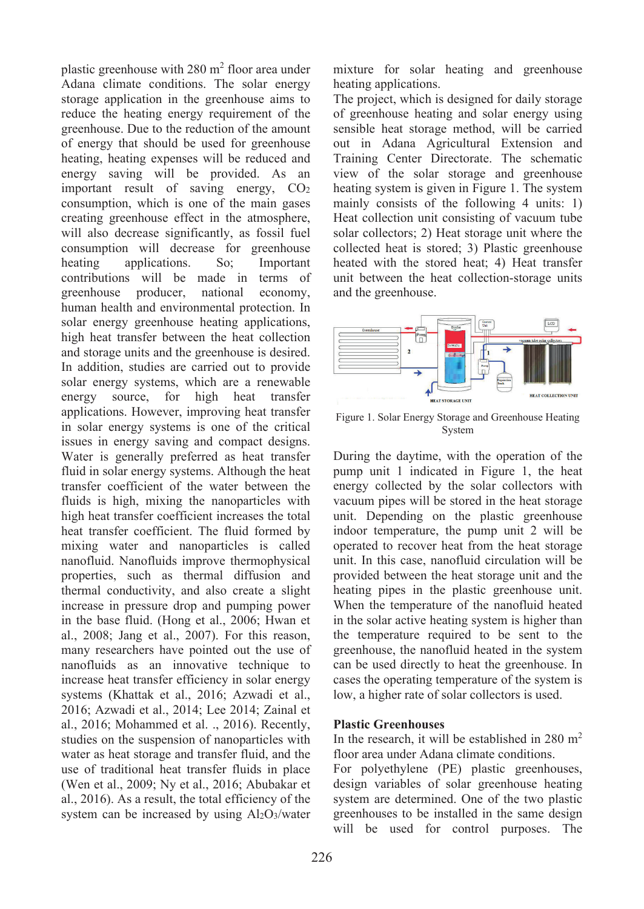plastic greenhouse with 280 m$^2$ floor area under Adana climate conditions. The solar energy storage application in the greenhouse aims to reduce the heating energy requirement of the greenhouse. Due to the reduction of the amount of energy that should be used for greenhouse heating, heating expenses will be reduced and energy saving will be provided. As an important result of saving energy, $CO_2$ consumption, which is one of the main gases creating greenhouse effect in the atmosphere, will also decrease significantly, as fossil fuel consumption will decrease for greenhouse heating applications. So; Important contributions will be made in terms of greenhouse producer, national economy, human health and environmental protection. In solar energy greenhouse heating applications, high heat transfer between the heat collection and storage units and the greenhouse is desired. In addition, studies are carried out to provide solar energy systems, which are a renewable energy source, for high heat transfer applications. However, improving heat transfer in solar energy systems is one of the critical issues in energy saving and compact designs. Water is generally preferred as heat transfer fluid in solar energy systems. Although the heat transfer coefficient of the water between the fluids is high, mixing the nanoparticles with high heat transfer coefficient increases the total heat transfer coefficient. The fluid formed by mixing water and nanoparticles is called nanofluid. Nanofluids improve thermophysical properties, such as thermal diffusion and thermal conductivity, and also create a slight increase in pressure drop and pumping power in the base fluid. (Hong et al., 2006; Hwan et al., 2008; Jang et al., 2007). For this reason, many researchers have pointed out the use of nanofluids as an innovative technique to increase heat transfer efficiency in solar energy systems (Khattak et al., 2016; Azwadi et al., 2016; Azwadi et al., 2014; Lee 2014; Zainal et al., 2016; Mohammed et al. ., 2016). Recently, studies on the suspension of nanoparticles with water as heat storage and transfer fluid, and the use of traditional heat transfer fluids in place (Wen et al., 2009; Ny et al., 2016; Abubakar et al., 2016). As a result, the total efficiency of the system can be increased by using $Al_2O_3$/water mixture for solar heating and greenhouse heating applications.

The project, which is designed for daily storage of greenhouse heating and solar energy using sensible heat storage method, will be carried out in Adana Agricultural Extension and Training Center Directorate. The schematic view of the solar storage and greenhouse heating system is given in Figure 1. The system mainly consists of the following 4 units: 1) Heat collection unit consisting of vacuum tube solar collectors; 2) Heat storage unit where the collected heat is stored; 3) Plastic greenhouse heated with the stored heat; 4) Heat transfer unit between the heat collection-storage units and the greenhouse.

Figure 1. Solar Energy Storage and Greenhouse Heating System

During the daytime, with the operation of the pump unit 1 indicated in Figure 1, the heat energy collected by the solar collectors with vacuum pipes will be stored in the heat storage unit. Depending on the plastic greenhouse indoor temperature, the pump unit 2 will be operated to recover heat from the heat storage unit. In this case, nanofluid circulation will be provided between the heat storage unit and the heating pipes in the plastic greenhouse unit. When the temperature of the nanofluid heated in the solar active heating system is higher than the temperature required to be sent to the greenhouse, the nanofluid heated in the system can be used directly to heat the greenhouse. In cases the operating temperature of the system is low, a higher rate of solar collectors is used.

## Plastic Greenhouses

In the research, it will be established in 280 m$^2$ floor area under Adana climate conditions.

For polyethylene (PE) plastic greenhouses, design variables of solar greenhouse heating system are determined. One of the two plastic greenhouses to be installed in the same design will be used for control purposes. The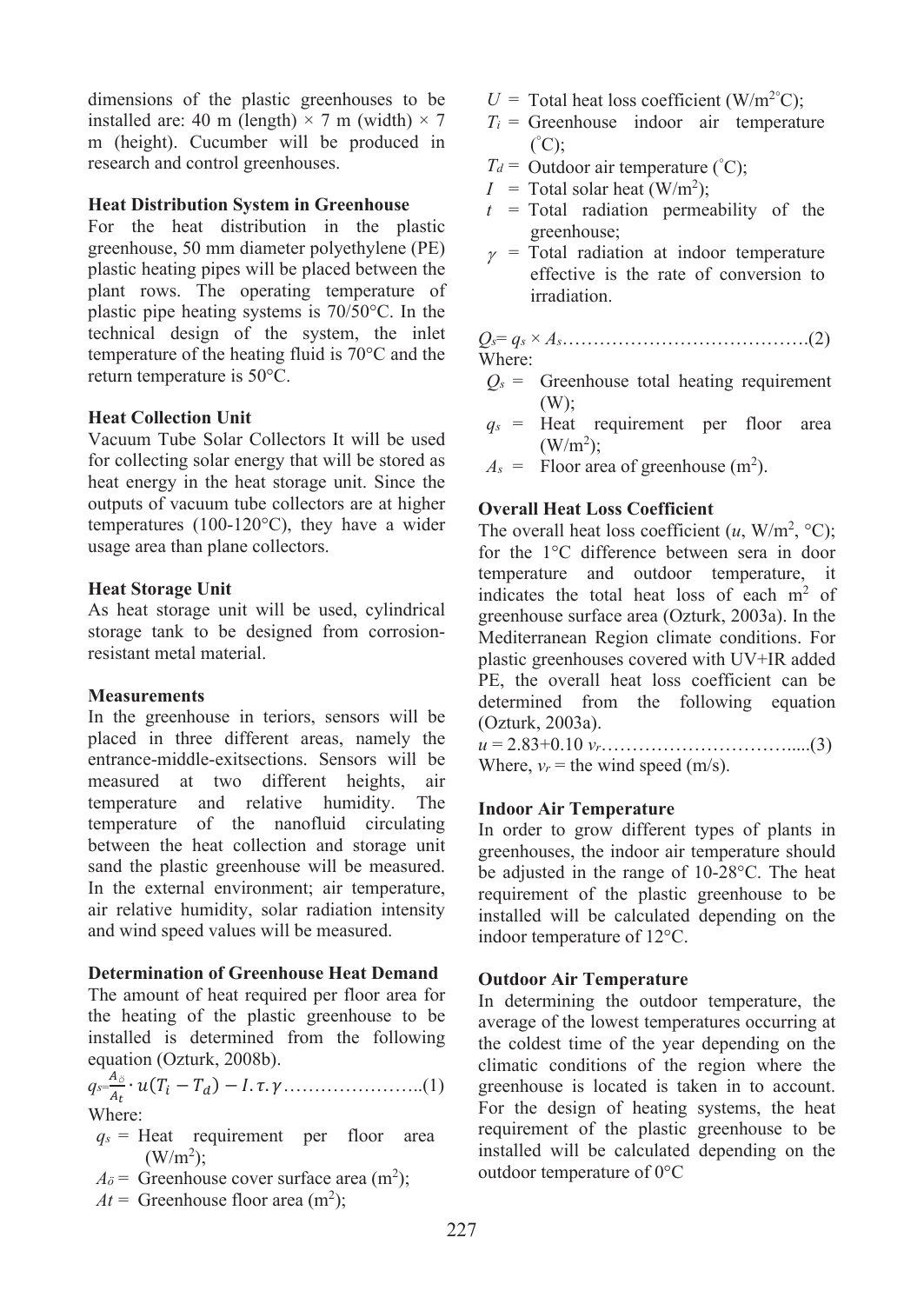dimensions of the plastic greenhouses to be installed are: 40 m (length) × 7 m (width) × 7 m (height). Cucumber will be produced in research and control greenhouses.

**Heat Distribution System in Greenhouse**

For the heat distribution in the plastic greenhouse, 50 mm diameter polyethylene (PE) plastic heating pipes will be placed between the plant rows. The operating temperature of plastic pipe heating systems is 70/50°C. In the technical design of the system, the inlet temperature of the heating fluid is 70°C and the return temperature is 50°C.

**Heat Collection Unit**

Vacuum Tube Solar Collectors It will be used for collecting solar energy that will be stored as heat energy in the heat storage unit. Since the outputs of vacuum tube collectors are at higher temperatures (100-120°C), they have a wider usage area than plane collectors.

**Heat Storage Unit**

As heat storage unit will be used, cylindrical storage tank to be designed from corrosion-resistant metal material.

**Measurements**

In the greenhouse in teriors, sensors will be placed in three different areas, namely the entrance-middle-exitsections. Sensors will be measured at two different heights, air temperature and relative humidity. The temperature of the nanofluid circulating between the heat collection and storage unit sand the plastic greenhouse will be measured. In the external environment; air temperature, air relative humidity, solar radiation intensity and wind speed values will be measured.

**Determination of Greenhouse Heat Demand**

The amount of heat required per floor area for the heating of the plastic greenhouse to be installed is determined from the following equation (Ozturk, 2008b).

$$q_s = \frac{A_ö}{A_t} \cdot u(T_i - T_d) - I.\tau.\gamma \quad \text{.......................(1)}$$

Where:

- $q_s$ = Heat requirement per floor area ($W/m^2$);
- $A_ö$ = Greenhouse cover surface area ($m^2$);
- $At$ = Greenhouse floor area ($m^2$);
- $U$ = Total heat loss coefficient ($W/m^{2\circ}C$);
- $T_i$ = Greenhouse indoor air temperature ($^\circ C$);
- $T_d$ = Outdoor air temperature ($^\circ C$);
- $I$ = Total solar heat ($W/m^2$);
- $t$ = Total radiation permeability of the greenhouse;
- $\gamma$ = Total radiation at indoor temperature effective is the rate of conversion to irradiation.

$$Q_s = q_s \times A_s \quad \text{.......................................(2)}$$

Where:

- $Q_s$ = Greenhouse total heating requirement (W);
- $q_s$ = Heat requirement per floor area ($W/m^2$);
- $A_s$ = Floor area of greenhouse ($m^2$).

**Overall Heat Loss Coefficient**

The overall heat loss coefficient ($u$, $W/m^2$, °C); for the 1°C difference between sera in door temperature and outdoor temperature, it indicates the total heat loss of each $m^2$ of greenhouse surface area (Ozturk, 2003a). In the Mediterranean Region climate conditions. For plastic greenhouses covered with UV+IR added PE, the overall heat loss coefficient can be determined from the following equation (Ozturk, 2003a).

$$u = 2.83 + 0.10\, v_r \quad \text{.................................(3)}$$

Where, $v_r$ = the wind speed (m/s).

**Indoor Air Temperature**

In order to grow different types of plants in greenhouses, the indoor air temperature should be adjusted in the range of 10-28°C. The heat requirement of the plastic greenhouse to be installed will be calculated depending on the indoor temperature of 12°C.

**Outdoor Air Temperature**

In determining the outdoor temperature, the average of the lowest temperatures occurring at the coldest time of the year depending on the climatic conditions of the region where the greenhouse is located is taken in to account. For the design of heating systems, the heat requirement of the plastic greenhouse to be installed will be calculated depending on the outdoor temperature of 0°C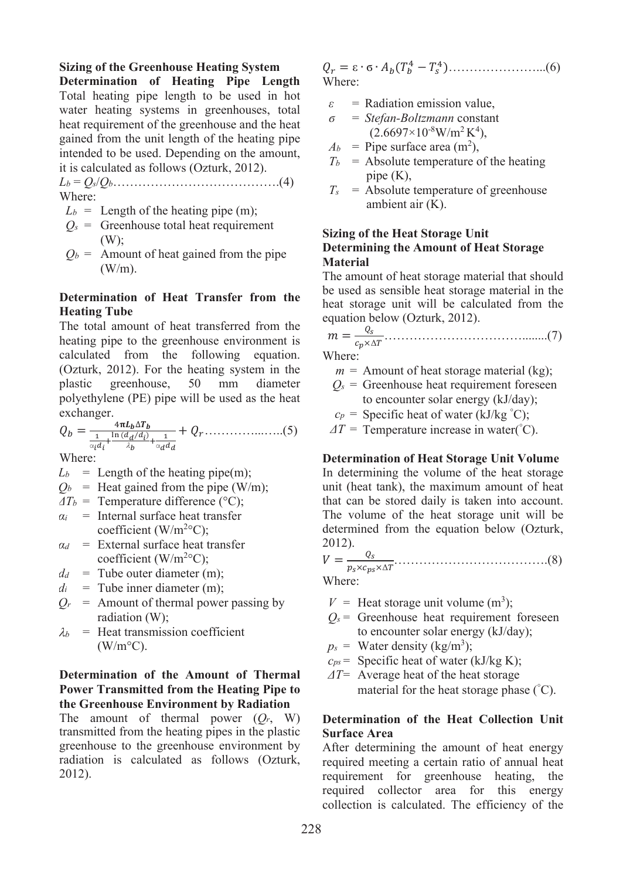**Sizing of the Greenhouse Heating System**

**Determination of Heating Pipe Length**

Total heating pipe length to be used in hot water heating systems in greenhouses, total heat requirement of the greenhouse and the heat gained from the unit length of the heating pipe intended to be used. Depending on the amount, it is calculated as follows (Ozturk, 2012).

$$L_b = Q_s/Q_b \quad \text{.......................................(4)}$$

Where:

- $L_b$ = Length of the heating pipe (m);
- $Q_s$ = Greenhouse total heat requirement (W);
- $Q_b$ = Amount of heat gained from the pipe (W/m).

**Determination of Heat Transfer from the Heating Tube**

The total amount of heat transferred from the heating pipe to the greenhouse environment is calculated from the following equation. (Ozturk, 2012). For the heating system in the plastic greenhouse, 50 mm diameter polyethylene (PE) pipe will be used as the heat exchanger.

$$Q_b = \frac{4\pi L_b \Delta T_b}{\frac{1}{\alpha_i d_i} + \frac{\ln(d_d/d_i)}{\lambda_b} + \frac{1}{\alpha_d d_d}} + Q_r \quad \text{..................(5)}$$

Where:

- $L_b$ = Length of the heating pipe(m);
- $Q_b$ = Heat gained from the pipe (W/m);
- $\Delta T_b$ = Temperature difference (°C);
- $\alpha_i$ = Internal surface heat transfer coefficient (W/m$^2$°C);
- $\alpha_d$ = External surface heat transfer coefficient (W/m$^2$°C);
- $d_d$ = Tube outer diameter (m);
- $d_i$ = Tube inner diameter (m);
- $Q_r$ = Amount of thermal power passing by radiation (W);
- $\lambda_b$ = Heat transmission coefficient (W/m°C).

**Determination of the Amount of Thermal Power Transmitted from the Heating Pipe to the Greenhouse Environment by Radiation**

The amount of thermal power ($Q_r$, W) transmitted from the heating pipes in the plastic greenhouse to the greenhouse environment by radiation is calculated as follows (Ozturk, 2012).

$$Q_r = \varepsilon \cdot \sigma \cdot A_b (T_b^4 - T_s^4) \quad \text{.........................(6)}$$

Where:

- $\varepsilon$ = Radiation emission value,
- $\sigma$ = *Stefan-Boltzmann* constant ($2.6697 \times 10^{-8}$ W/m$^2$ K$^4$),
- $A_b$ = Pipe surface area (m$^2$),
- $T_b$ = Absolute temperature of the heating pipe (K),
- $T_s$ = Absolute temperature of greenhouse ambient air (K).

**Sizing of the Heat Storage Unit**

**Determining the Amount of Heat Storage Material**

The amount of heat storage material that should be used as sensible heat storage material in the heat storage unit will be calculated from the equation below (Ozturk, 2012).

$$m = \frac{Q_s}{c_p \times \Delta T} \quad \text{.................................(7)}$$

Where:

- $m$ = Amount of heat storage material (kg);
- $Q_s$ = Greenhouse heat requirement foreseen to encounter solar energy (kJ/day);
- $c_p$ = Specific heat of water (kJ/kg °C);
- $\Delta T$ = Temperature increase in water(°C).

**Determination of Heat Storage Unit Volume**

In determining the volume of the heat storage unit (heat tank), the maximum amount of heat that can be stored daily is taken into account. The volume of the heat storage unit will be determined from the equation below (Ozturk, 2012).

$$V = \frac{Q_s}{p_s \times c_{ps} \times \Delta T} \quad \text{....................................(8)}$$

Where:

- $V$ = Heat storage unit volume (m$^3$);
- $Q_s$ = Greenhouse heat requirement foreseen to encounter solar energy (kJ/day);
- $p_s$ = Water density (kg/m$^3$);
- $c_{ps}$ = Specific heat of water (kJ/kg K);
- $\Delta T$ = Average heat of the heat storage material for the heat storage phase (°C).

**Determination of the Heat Collection Unit Surface Area**

After determining the amount of heat energy required meeting a certain ratio of annual heat requirement for greenhouse heating, the required collector area for this energy collection is calculated. The efficiency of the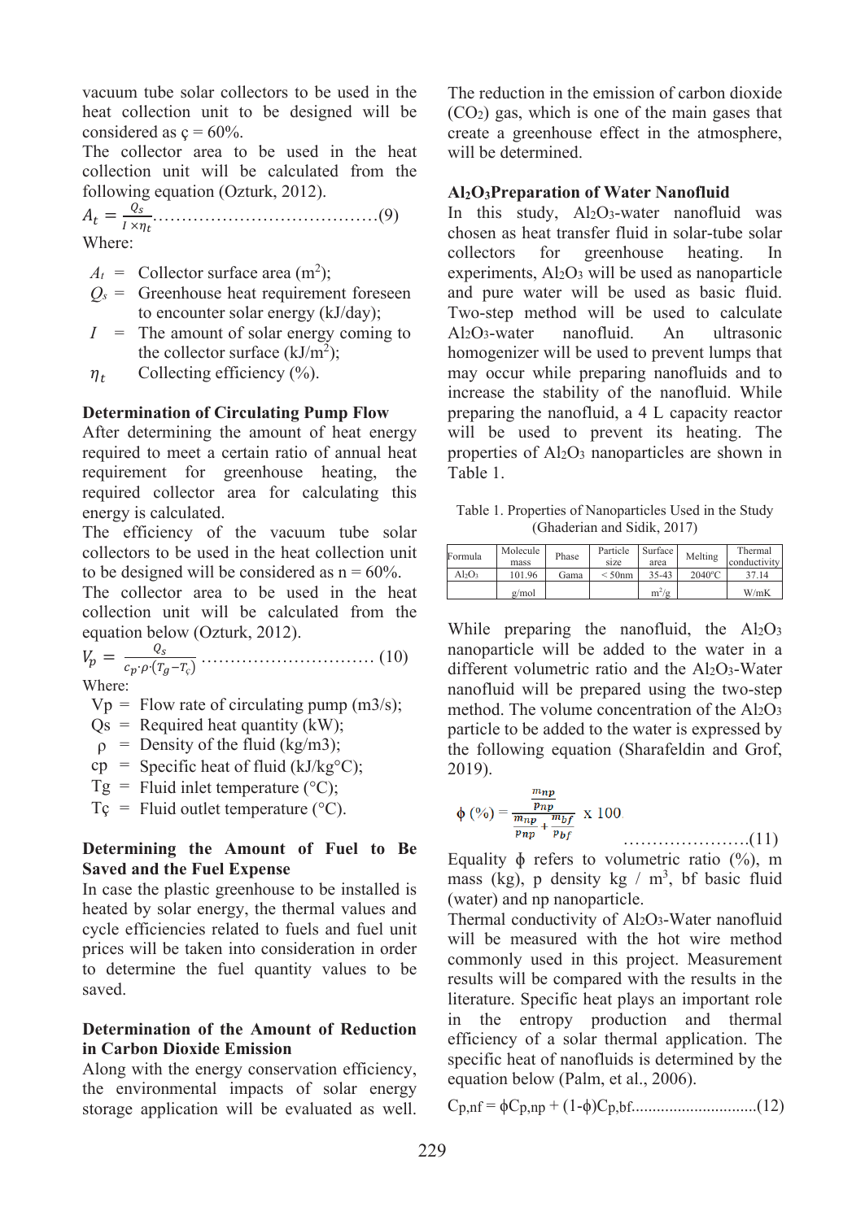vacuum tube solar collectors to be used in the heat collection unit to be designed will be considered as ç = 60%.

The collector area to be used in the heat collection unit will be calculated from the following equation (Ozturk, 2012).

$$A_t = \frac{Q_s}{I \times \eta_t} \quad (9)$$

Where:

- $A_t$ = Collector surface area ($m^2$);
- $Q_s$ = Greenhouse heat requirement foreseen to encounter solar energy (kJ/day);
- $I$ = The amount of solar energy coming to the collector surface (kJ/$m^2$);
- $\eta_t$ Collecting efficiency (%).

**Determination of Circulating Pump Flow**

After determining the amount of heat energy required to meet a certain ratio of annual heat requirement for greenhouse heating, the required collector area for calculating this energy is calculated.

The efficiency of the vacuum tube solar collectors to be used in the heat collection unit to be designed will be considered as n = 60%.

The collector area to be used in the heat collection unit will be calculated from the equation below (Ozturk, 2012).

$$V_p = \frac{Q_s}{c_p \cdot \rho \cdot (T_g - T_ç)} \quad (10)$$

Where:

- Vp = Flow rate of circulating pump (m3/s);
- Qs = Required heat quantity (kW);
- ρ = Density of the fluid (kg/m3);
- cp = Specific heat of fluid (kJ/kg°C);
- Tg = Fluid inlet temperature (°C);
- Tç = Fluid outlet temperature (°C).

**Determining the Amount of Fuel to Be Saved and the Fuel Expense**

In case the plastic greenhouse to be installed is heated by solar energy, the thermal values and cycle efficiencies related to fuels and fuel unit prices will be taken into consideration in order to determine the fuel quantity values to be saved.

**Determination of the Amount of Reduction in Carbon Dioxide Emission**

Along with the energy conservation efficiency, the environmental impacts of solar energy storage application will be evaluated as well. The reduction in the emission of carbon dioxide ($CO_2$) gas, which is one of the main gases that create a greenhouse effect in the atmosphere, will be determined.

**$Al_2O_3$Preparation of Water Nanofluid**

In this study, $Al_2O_3$-water nanofluid was chosen as heat transfer fluid in solar-tube solar collectors for greenhouse heating. In experiments, $Al_2O_3$ will be used as nanoparticle and pure water will be used as basic fluid. Two-step method will be used to calculate $Al_2O_3$-water nanofluid. An ultrasonic homogenizer will be used to prevent lumps that may occur while preparing nanofluids and to increase the stability of the nanofluid. While preparing the nanofluid, a 4 L capacity reactor will be used to prevent its heating. The properties of $Al_2O_3$ nanoparticles are shown in Table 1.

Table 1. Properties of Nanoparticles Used in the Study (Ghaderian and Sidik, 2017)

| Formula | Molecule mass | Phase | Particle size | Surface area | Melting | Thermal conductivity |
|---|---|---|---|---|---|---|
| $Al_2O_3$ | 101.96 | Gama | < 50nm | 35-43 | 2040°C | 37.14 |
| | g/mol | | | $m^2$/g | | W/mK |

While preparing the nanofluid, the $Al_2O_3$ nanoparticle will be added to the water in a different volumetric ratio and the $Al_2O_3$-Water nanofluid will be prepared using the two-step method. The volume concentration of the $Al_2O_3$ particle to be added to the water is expressed by the following equation (Sharafeldin and Grof, 2019).

$$\phi\ (\%) = \frac{\frac{m_{np}}{p_{np}}}{\frac{m_{np}}{p_{np}} + \frac{m_{bf}}{p_{bf}}} \times 100 \quad (11)$$

Equality ϕ refers to volumetric ratio (%), m mass (kg), p density kg / $m^3$, bf basic fluid (water) and np nanoparticle.

Thermal conductivity of $Al_2O_3$-Water nanofluid will be measured with the hot wire method commonly used in this project. Measurement results will be compared with the results in the literature. Specific heat plays an important role in the entropy production and thermal efficiency of a solar thermal application. The specific heat of nanofluids is determined by the equation below (Palm, et al., 2006).

$$C_{p,nf} = \phi C_{p,np} + (1-\phi)C_{p,bf} \quad (12)$$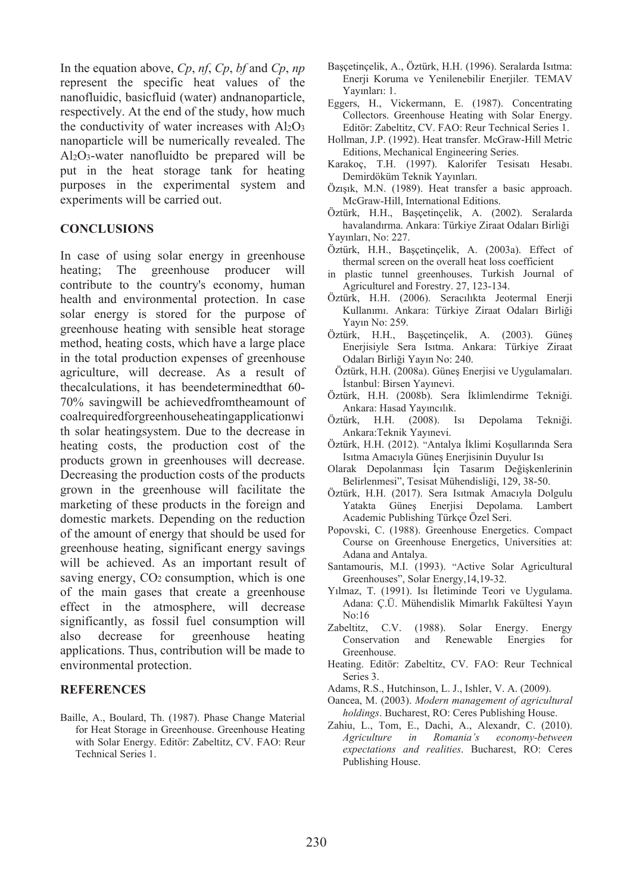In the equation above, $C_{p,nf}$, $C_{p,bf}$ and $C_{p,np}$ represent the specific heat values of the nanofluidic, basicfluid (water) andnanoparticle, respectively. At the end of the study, how much the conductivity of water increases with $Al_2O_3$ nanoparticle will be numerically revealed. The $Al_2O_3$-water nanofluidto be prepared will be put in the heat storage tank for heating purposes in the experimental system and experiments will be carried out.

## CONCLUSIONS

In case of using solar energy in greenhouse heating; The greenhouse producer will contribute to the country's economy, human health and environmental protection. In case solar energy is stored for the purpose of greenhouse heating with sensible heat storage method, heating costs, which have a large place in the total production expenses of greenhouse agriculture, will decrease. As a result of thecalculations, it has beendeterminedthat 60-70% savingwill be achievedfromtheamount of coalrequiredforgreenhouseheatingapplicationwith solar heatingsystem. Due to the decrease in heating costs, the production cost of the products grown in greenhouses will decrease. Decreasing the production costs of the products grown in the greenhouse will facilitate the marketing of these products in the foreign and domestic markets. Depending on the reduction of the amount of energy that should be used for greenhouse heating, significant energy savings will be achieved. As an important result of saving energy, $CO_2$ consumption, which is one of the main gases that create a greenhouse effect in the atmosphere, will decrease significantly, as fossil fuel consumption will also decrease for greenhouse heating applications. Thus, contribution will be made to environmental protection.

## REFERENCES

Baille, A., Boulard, Th. (1987). Phase Change Material for Heat Storage in Greenhouse. Greenhouse Heating with Solar Energy. Editör: Zabeltitz, CV. FAO: Reur Technical Series 1.

Başçetinçelik, A., Öztürk, H.H. (1996). Seralarda Isıtma: Enerji Koruma ve Yenilenebilir Enerjiler. TEMAV Yayınları: 1.

Eggers, H., Vickermann, E. (1987). Concentrating Collectors. Greenhouse Heating with Solar Energy. Editör: Zabeltitz, CV. FAO: Reur Technical Series 1.

Hollman, J.P. (1992). Heat transfer. McGraw-Hill Metric Editions, Mechanical Engineering Series.

Karakoç, T.H. (1997). Kalorifer Tesisatı Hesabı. Demirdöküm Teknik Yayınları.

Özışık, M.N. (1989). Heat transfer a basic approach. McGraw-Hill, International Editions.

Öztürk, H.H., Başçetinçelik, A. (2002). Seralarda havalandırma. Ankara: Türkiye Ziraat Odaları Birliği Yayınları, No: 227.

Öztürk, H.H., Başçetinçelik, A. (2003a). Effect of thermal screen on the overall heat loss coefficient in plastic tunnel greenhouses, Turkish Journal of Agriculturel and Forestry. 27, 123-134.

Öztürk, H.H. (2006). Seracılıkta Jeotermal Enerji Kullanımı. Ankara: Türkiye Ziraat Odaları Birliği Yayın No: 259.

Öztürk, H.H., Başçetinçelik, A. (2003). Güneş Enerjisiyle Sera Isıtma. Ankara: Türkiye Ziraat Odaları Birliği Yayın No: 240.

Öztürk, H.H. (2008a). Güneş Enerjisi ve Uygulamaları. İstanbul: Birsen Yayınevi.

Öztürk, H.H. (2008b). Sera İklimlendirme Tekniği. Ankara: Hasad Yayıncılık.

Öztürk, H.H. (2008). Isı Depolama Tekniği. Ankara:Teknik Yayınevi.

Öztürk, H.H. (2012). "Antalya İklimi Koşullarında Sera Isıtma Amacıyla Güneş Enerjisinin Duyulur Isı Olarak Depolanması İçin Tasarım Değişkenlerinin Belirlenmesi", Tesisat Mühendisliği, 129, 38-50.

Öztürk, H.H. (2017). Sera Isıtmak Amacıyla Dolgulu Yatakta Güneş Enerjisi Depolama. Lambert Academic Publishing Türkçe Özel Seri.

Popovski, C. (1988). Greenhouse Energetics. Compact Course on Greenhouse Energetics, Universities at: Adana and Antalya.

Santamouris, M.I. (1993). "Active Solar Agricultural Greenhouses", Solar Energy,14,19-32.

Yılmaz, T. (1991). Isı İletiminde Teori ve Uygulama. Adana: Ç.Ü. Mühendislik Mimarlık Fakültesi Yayın No:16

Zabeltitz, C.V. (1988). Solar Energy. Energy Conservation and Renewable Energies for Greenhouse. Heating. Editör: Zabeltitz, CV. FAO: Reur Technical Series 3.

Adams, R.S., Hutchinson, L. J., Ishler, V. A. (2009).

Oancea, M. (2003). *Modern management of agricultural holdings*. Bucharest, RO: Ceres Publishing House.

Zahiu, L., Tom, E., Dachi, A., Alexandr, C. (2010). *Agriculture in Romania's economy-between expectations and realities*. Bucharest, RO: Ceres Publishing House.